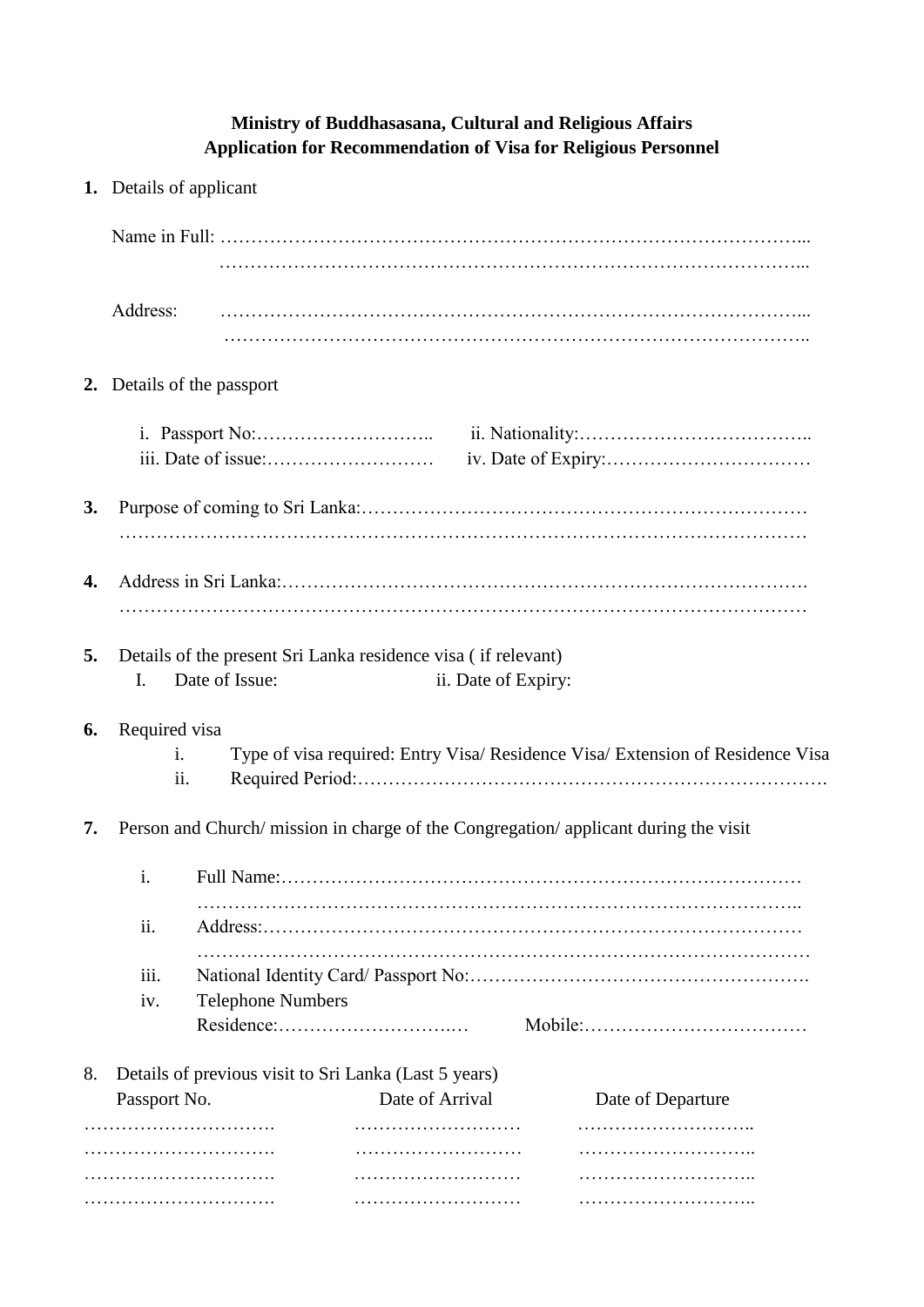**Ministry of Buddhasasana, Cultural and Religious Affairs**
**Application for Recommendation of Visa for Religious Personnel**

1. Details of applicant

   Name in Full: …………………………………………………………………………………...
   …………………………………………………………………………………...

   Address: …………………………………………………………………………………...
   ………………………………………………………………………………..

2. Details of the passport

   i. Passport No:……………………….. ii. Nationality:………………………………..
   iii. Date of issue:……………………… iv. Date of Expiry:……………………………

3. Purpose of coming to Sri Lanka:………………………………………………………………
   ………………………………………………………………………………………………

4. Address in Sri Lanka:…………………………………………………………………………….
   ………………………………………………………………………………………………

5. Details of the present Sri Lanka residence visa ( if relevant)
   I. Date of Issue: ii. Date of Expiry:

6. Required visa
   i. Type of visa required: Entry Visa/ Residence Visa/ Extension of Residence Visa
   ii. Required Period:………………………………………………………………….

7. Person and Church/ mission in charge of the Congregation/ applicant during the visit

   i. Full Name:…………………………………………………………………………
   ……………………………………………………………………………………..
   ii. Address:……………………………………………………………………………
   ………………………………………………………………………………………
   iii. National Identity Card/ Passport No:…………………………………………….
   iv. Telephone Numbers
   Residence:……………………….… Mobile:………………………………

8. Details of previous visit to Sri Lanka (Last 5 years)

| Passport No. | Date of Arrival | Date of Departure |
|---|---|---|
| …………………………. | ……………………… | ……………………….. |
| …………………………. | ……………………… | ……………………….. |
| …………………………. | ……………………… | ……………………….. |
| …………………………. | ……………………… | ……………………….. |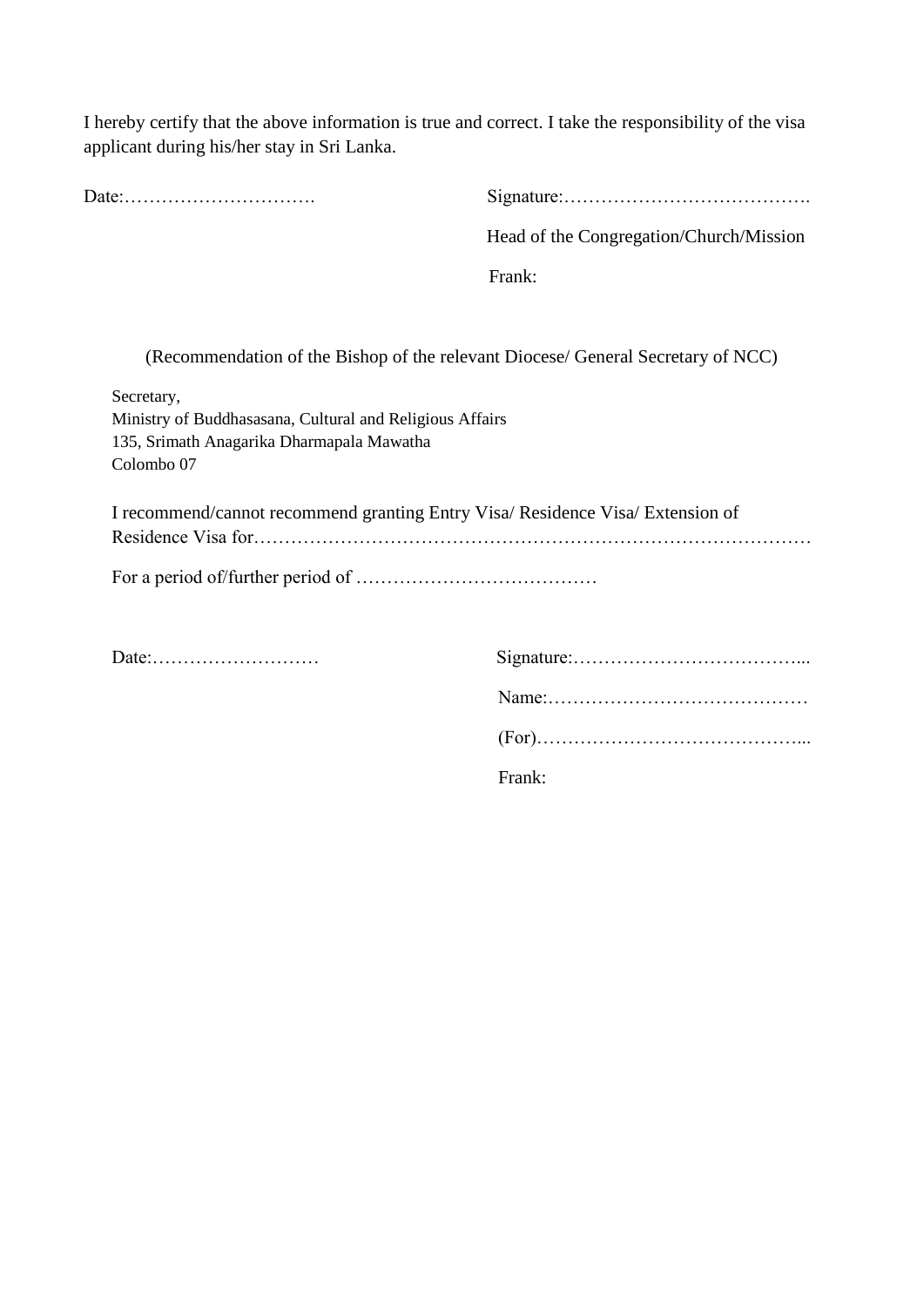I hereby certify that the above information is true and correct. I take the responsibility of the visa applicant during his/her stay in Sri Lanka.

Date:…………………………. Signature:………………………………….

Head of the Congregation/Church/Mission

Frank:

(Recommendation of the Bishop of the relevant Diocese/ General Secretary of NCC)

Secretary,
Ministry of Buddhasasana, Cultural and Religious Affairs
135, Srimath Anagarika Dharmapala Mawatha
Colombo 07

I recommend/cannot recommend granting Entry Visa/ Residence Visa/ Extension of Residence Visa for……………………………………………………………………………

For a period of/further period of …………………………………

Date:……………………… Signature:………………………………...

Name:……………………………………

(For)……………………………………...

Frank: